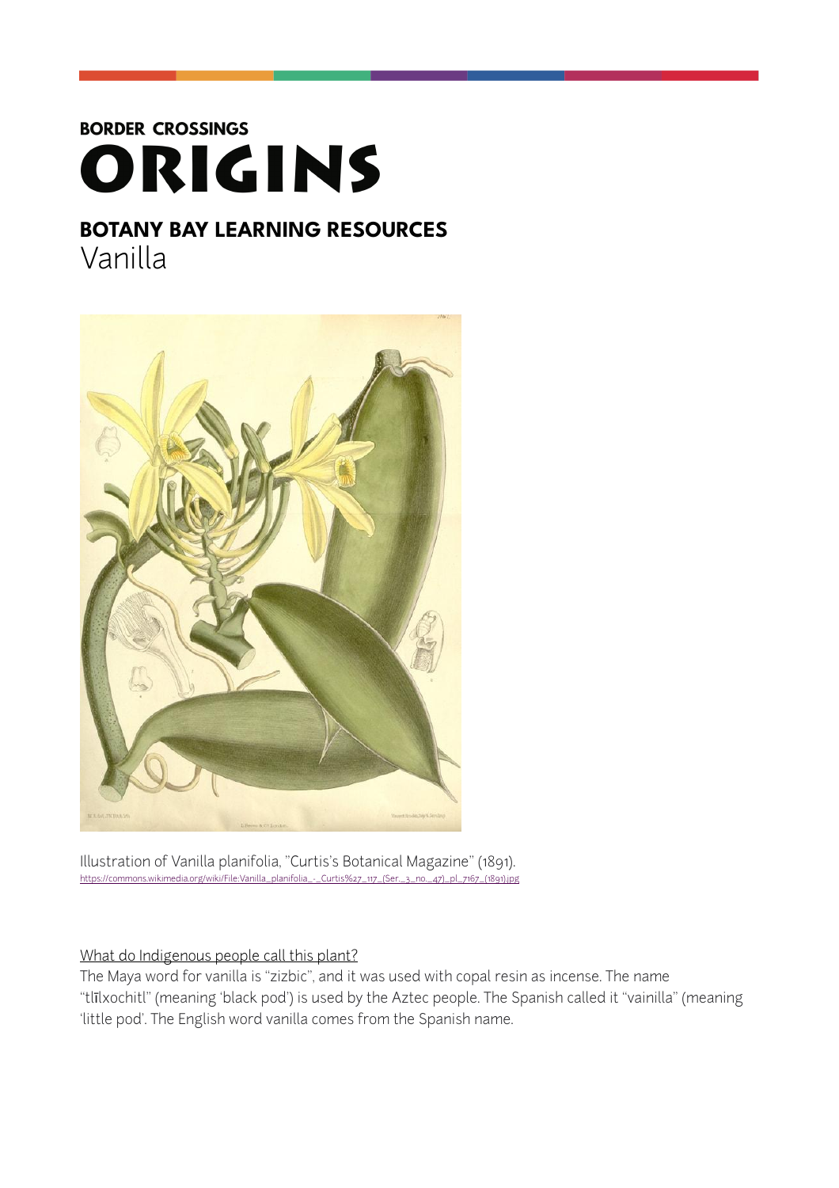**BORDER CROSSINGS**

# ORIGINS

## BOTANY BAY LEARNING RESOURCES

Vanilla

Illustration of Vanilla planifolia, "Curtis's Botanical Magazine" (1891).
https://commons.wikimedia.org/wiki/File:Vanilla_planifolia_-_Curtis%27s_117_(Ser._3_no._47)_pl._7167_(1891).jpg

What do Indigenous people call this plant?

The Maya word for vanilla is "zizbic", and it was used with copal resin as incense. The name "tlīlxochitl" (meaning 'black pod') is used by the Aztec people. The Spanish called it "vainilla" (meaning 'little pod'. The English word vanilla comes from the Spanish name.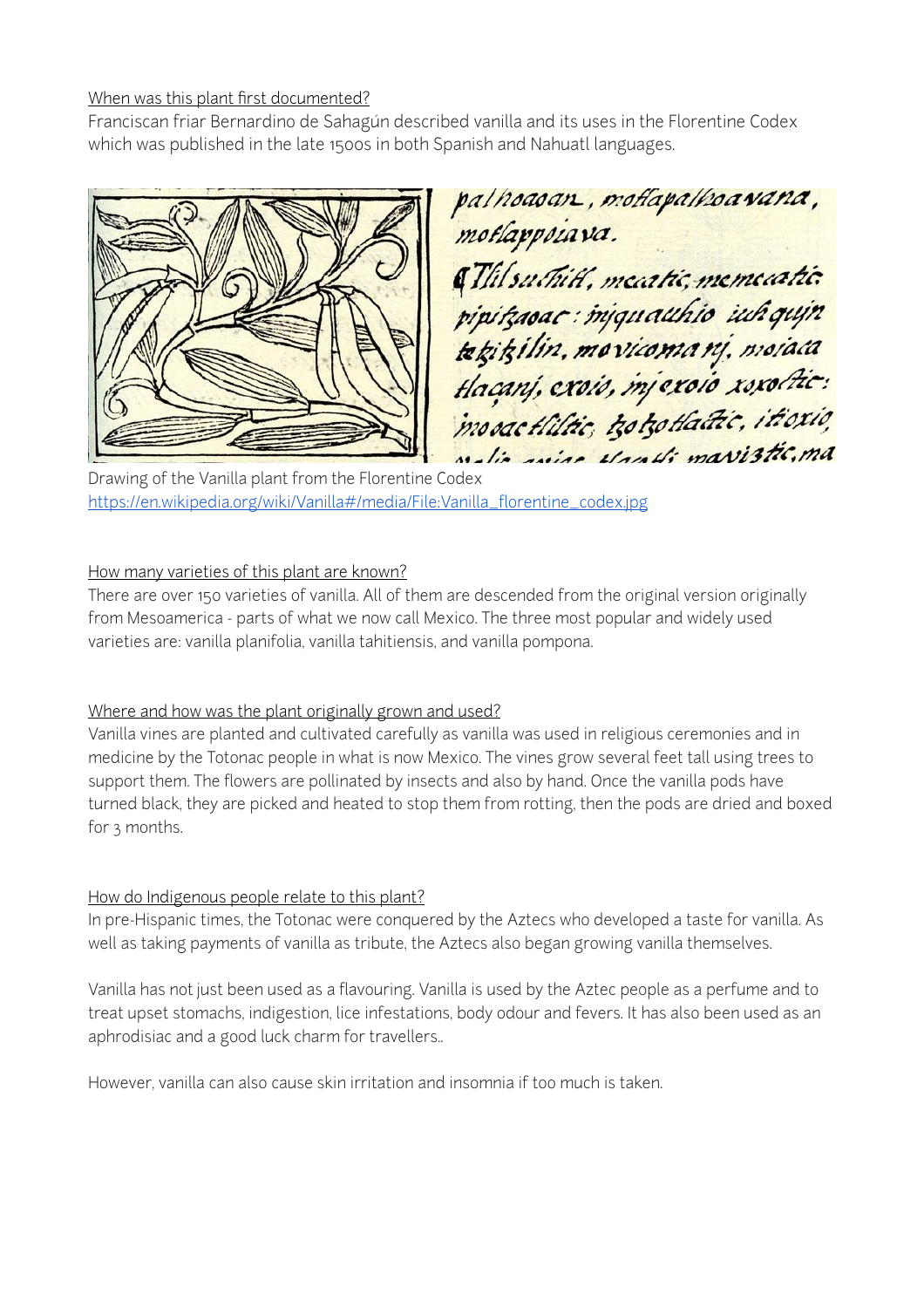When was this plant first documented?

Franciscan friar Bernardino de Sahagún described vanilla and its uses in the Florentine Codex which was published in the late 1500s in both Spanish and Nahuatl languages.

Drawing of the Vanilla plant from the Florentine Codex
https://en.wikipedia.org/wiki/Vanilla#/media/File:Vanilla_florentine_codex.jpg

How many varieties of this plant are known?

There are over 150 varieties of vanilla. All of them are descended from the original version originally from Mesoamerica - parts of what we now call Mexico. The three most popular and widely used varieties are: vanilla planifolia, vanilla tahitiensis, and vanilla pompona.

Where and how was the plant originally grown and used?

Vanilla vines are planted and cultivated carefully as vanilla was used in religious ceremonies and in medicine by the Totonac people in what is now Mexico. The vines grow several feet tall using trees to support them. The flowers are pollinated by insects and also by hand. Once the vanilla pods have turned black, they are picked and heated to stop them from rotting, then the pods are dried and boxed for 3 months.

How do Indigenous people relate to this plant?

In pre-Hispanic times, the Totonac were conquered by the Aztecs who developed a taste for vanilla. As well as taking payments of vanilla as tribute, the Aztecs also began growing vanilla themselves.

Vanilla has not just been used as a flavouring. Vanilla is used by the Aztec people as a perfume and to treat upset stomachs, indigestion, lice infestations, body odour and fevers. It has also been used as an aphrodisiac and a good luck charm for travellers..

However, vanilla can also cause skin irritation and insomnia if too much is taken.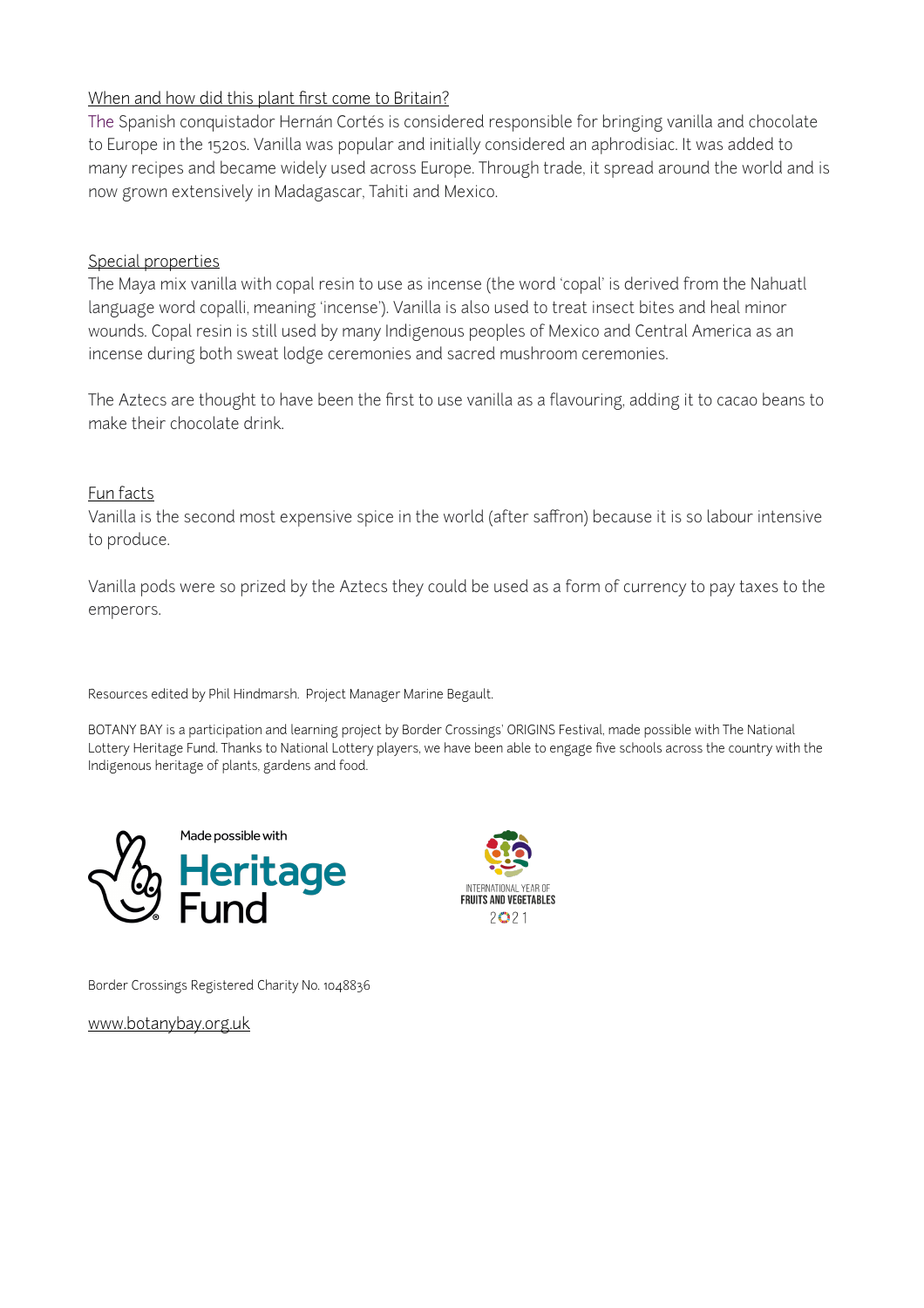## When and how did this plant first come to Britain?

The Spanish conquistador Hernán Cortés is considered responsible for bringing vanilla and chocolate to Europe in the 1520s. Vanilla was popular and initially considered an aphrodisiac. It was added to many recipes and became widely used across Europe. Through trade, it spread around the world and is now grown extensively in Madagascar, Tahiti and Mexico.

## Special properties

The Maya mix vanilla with copal resin to use as incense (the word 'copal' is derived from the Nahuatl language word copalli, meaning 'incense'). Vanilla is also used to treat insect bites and heal minor wounds. Copal resin is still used by many Indigenous peoples of Mexico and Central America as an incense during both sweat lodge ceremonies and sacred mushroom ceremonies.

The Aztecs are thought to have been the first to use vanilla as a flavouring, adding it to cacao beans to make their chocolate drink.

## Fun facts

Vanilla is the second most expensive spice in the world (after saffron) because it is so labour intensive to produce.

Vanilla pods were so prized by the Aztecs they could be used as a form of currency to pay taxes to the emperors.

Resources edited by Phil Hindmarsh. Project Manager Marine Begault.

BOTANY BAY is a participation and learning project by Border Crossings' ORIGINS Festival, made possible with The National Lottery Heritage Fund. Thanks to National Lottery players, we have been able to engage five schools across the country with the Indigenous heritage of plants, gardens and food.

Made possible with Heritage Fund

INTERNATIONAL YEAR OF FRUITS AND VEGETABLES 2021

Border Crossings Registered Charity No. 1048836

www.botanybay.org.uk